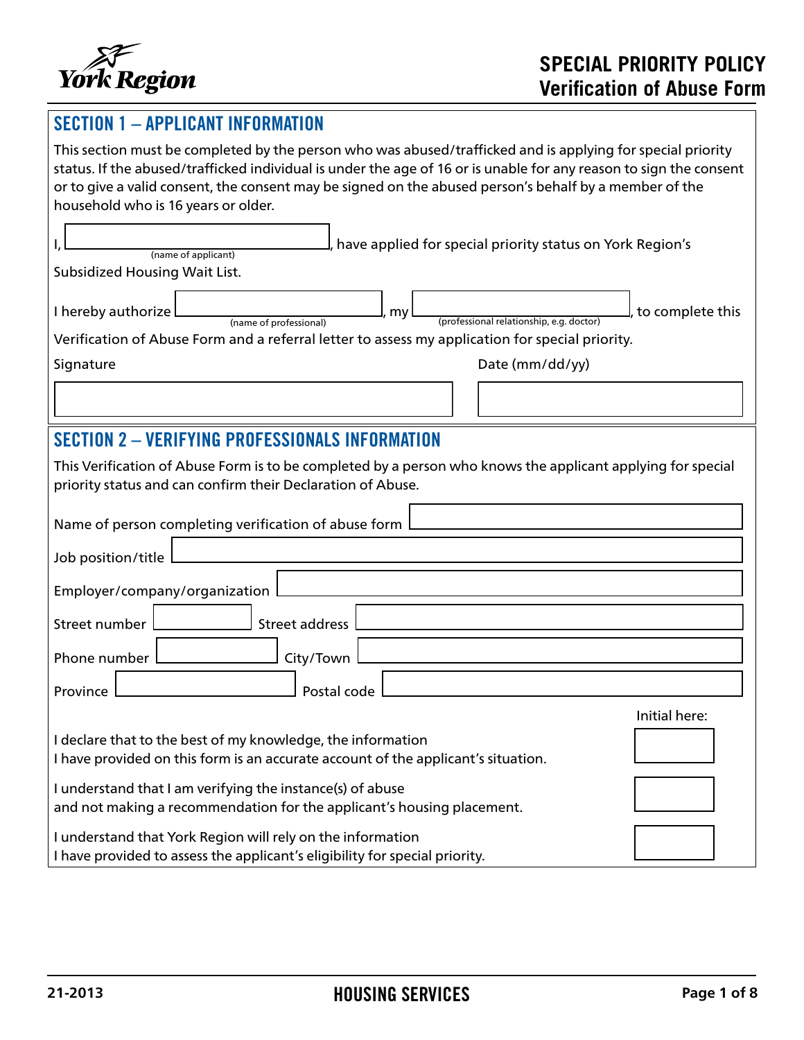York Region

# SPECIAL PRIORITY POLICY
# Verification of Abuse Form

## SECTION 1 – APPLICANT INFORMATION

This section must be completed by the person who was abused/trafficked and is applying for special priority status. If the abused/trafficked individual is under the age of 16 or is unable for any reason to sign the consent or to give a valid consent, the consent may be signed on the abused person's behalf by a member of the household who is 16 years or older.

I, ______________ (name of applicant), have applied for special priority status on York Region's Subsidized Housing Wait List.

I hereby authorize ______________ (name of professional), my ______________ (professional relationship, e.g. doctor), to complete this Verification of Abuse Form and a referral letter to assess my application for special priority.

Signature ______________ Date (mm/dd/yy) ______________

## SECTION 2 – VERIFYING PROFESSIONALS INFORMATION

This Verification of Abuse Form is to be completed by a person who knows the applicant applying for special priority status and can confirm their Declaration of Abuse.

Name of person completing verification of abuse form ______________

Job position/title ______________

Employer/company/organization ______________

Street number ______________ Street address ______________

Phone number ______________ City/Town ______________

Province ______________ Postal code ______________

| | Initial here: |
|---|---|
| I declare that to the best of my knowledge, the information I have provided on this form is an accurate account of the applicant's situation. | |
| I understand that I am verifying the instance(s) of abuse and not making a recommendation for the applicant's housing placement. | |
| I understand that York Region will rely on the information I have provided to assess the applicant's eligibility for special priority. | |

21-2013 HOUSING SERVICES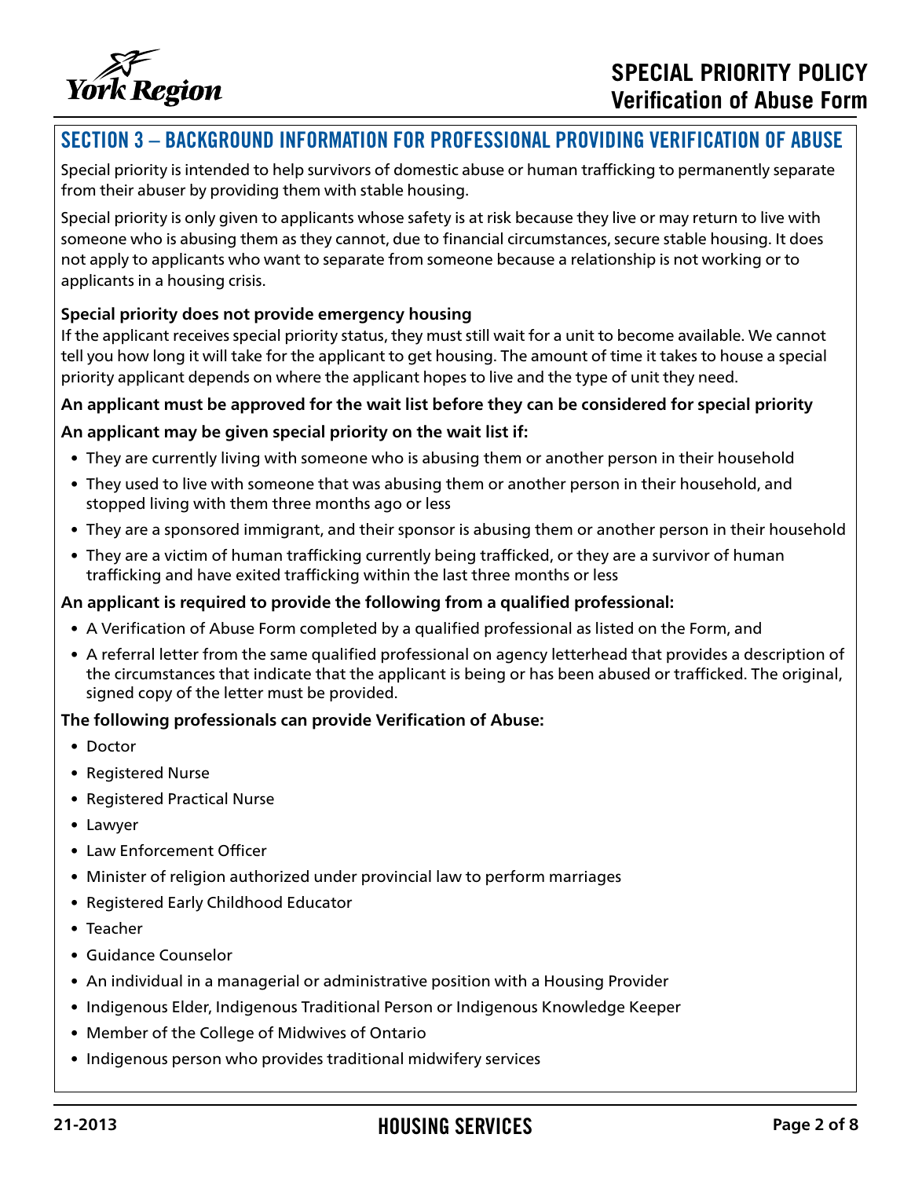## SECTION 3 – BACKGROUND INFORMATION FOR PROFESSIONAL PROVIDING VERIFICATION OF ABUSE

Special priority is intended to help survivors of domestic abuse or human trafficking to permanently separate from their abuser by providing them with stable housing.

Special priority is only given to applicants whose safety is at risk because they live or may return to live with someone who is abusing them as they cannot, due to financial circumstances, secure stable housing. It does not apply to applicants who want to separate from someone because a relationship is not working or to applicants in a housing crisis.

**Special priority does not provide emergency housing**

If the applicant receives special priority status, they must still wait for a unit to become available. We cannot tell you how long it will take for the applicant to get housing. The amount of time it takes to house a special priority applicant depends on where the applicant hopes to live and the type of unit they need.

**An applicant must be approved for the wait list before they can be considered for special priority**

**An applicant may be given special priority on the wait list if:**

- They are currently living with someone who is abusing them or another person in their household
- They used to live with someone that was abusing them or another person in their household, and stopped living with them three months ago or less
- They are a sponsored immigrant, and their sponsor is abusing them or another person in their household
- They are a victim of human trafficking currently being trafficked, or they are a survivor of human trafficking and have exited trafficking within the last three months or less

**An applicant is required to provide the following from a qualified professional:**

- A Verification of Abuse Form completed by a qualified professional as listed on the Form, and
- A referral letter from the same qualified professional on agency letterhead that provides a description of the circumstances that indicate that the applicant is being or has been abused or trafficked. The original, signed copy of the letter must be provided.

**The following professionals can provide Verification of Abuse:**

- Doctor
- Registered Nurse
- Registered Practical Nurse
- Lawyer
- Law Enforcement Officer
- Minister of religion authorized under provincial law to perform marriages
- Registered Early Childhood Educator
- Teacher
- Guidance Counselor
- An individual in a managerial or administrative position with a Housing Provider
- Indigenous Elder, Indigenous Traditional Person or Indigenous Knowledge Keeper
- Member of the College of Midwives of Ontario
- Indigenous person who provides traditional midwifery services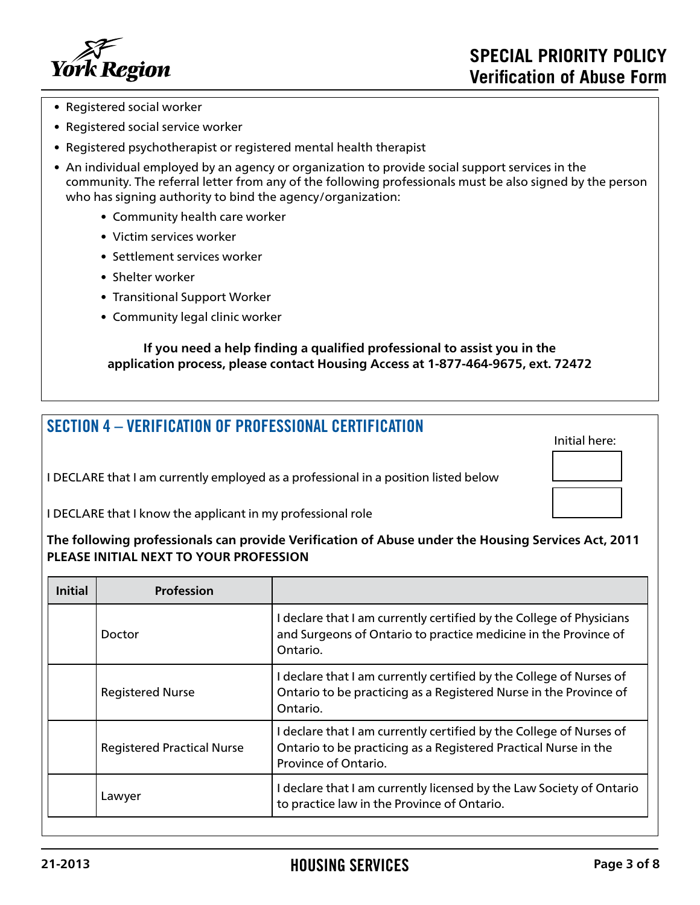- Registered social worker
- Registered social service worker
- Registered psychotherapist or registered mental health therapist
- An individual employed by an agency or organization to provide social support services in the community. The referral letter from any of the following professionals must be also signed by the person who has signing authority to bind the agency/organization:
    - Community health care worker
    - Victim services worker
    - Settlement services worker
    - Shelter worker
    - Transitional Support Worker
    - Community legal clinic worker

**If you need a help finding a qualified professional to assist you in the application process, please contact Housing Access at 1-877-464-9675, ext. 72472**

## SECTION 4 – VERIFICATION OF PROFESSIONAL CERTIFICATION

Initial here:

I DECLARE that I am currently employed as a professional in a position listed below

I DECLARE that I know the applicant in my professional role

**The following professionals can provide Verification of Abuse under the Housing Services Act, 2011 PLEASE INITIAL NEXT TO YOUR PROFESSION**

| Initial | Profession | |
|---|---|---|
| | Doctor | I declare that I am currently certified by the College of Physicians and Surgeons of Ontario to practice medicine in the Province of Ontario. |
| | Registered Nurse | I declare that I am currently certified by the College of Nurses of Ontario to be practicing as a Registered Nurse in the Province of Ontario. |
| | Registered Practical Nurse | I declare that I am currently certified by the College of Nurses of Ontario to be practicing as a Registered Practical Nurse in the Province of Ontario. |
| | Lawyer | I declare that I am currently licensed by the Law Society of Ontario to practice law in the Province of Ontario. |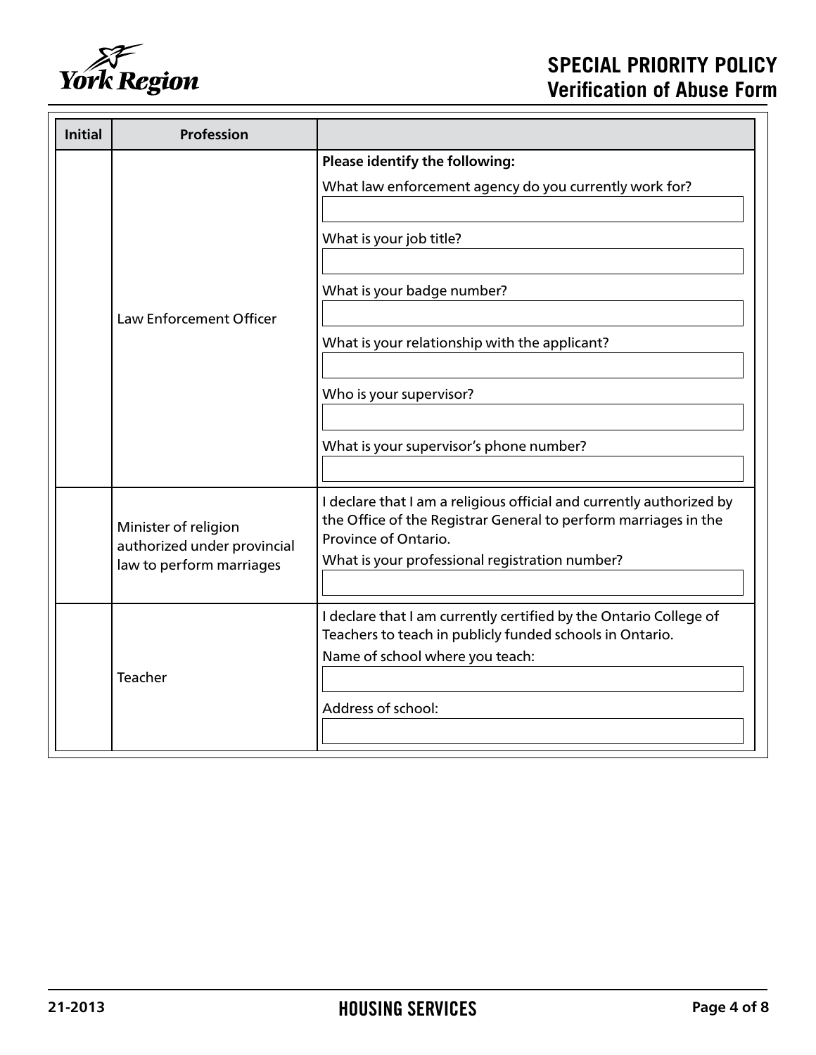| Initial | Profession | |
|---|---|---|
| | Law Enforcement Officer | **Please identify the following:**<br>What law enforcement agency do you currently work for?<br><br>What is your job title?<br><br>What is your badge number?<br><br>What is your relationship with the applicant?<br><br>Who is your supervisor?<br><br>What is your supervisor's phone number? |
| | Minister of religion authorized under provincial law to perform marriages | I declare that I am a religious official and currently authorized by the Office of the Registrar General to perform marriages in the Province of Ontario.<br>What is your professional registration number? |
| | Teacher | I declare that I am currently certified by the Ontario College of Teachers to teach in publicly funded schools in Ontario.<br>Name of school where you teach:<br><br>Address of school: |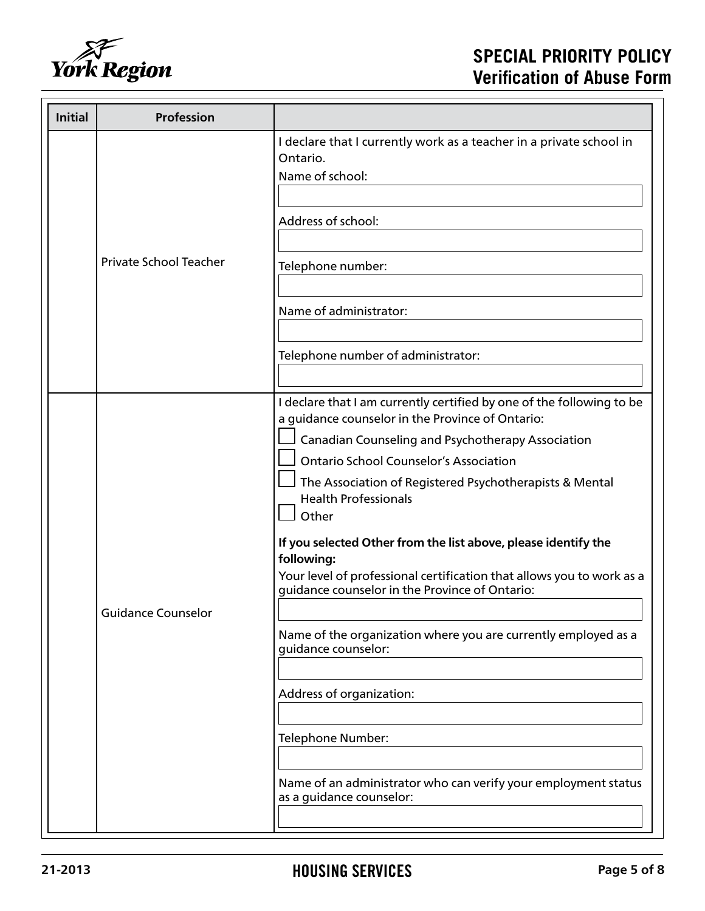| Initial | Profession | |
|---|---|---|
| | Private School Teacher | I declare that I currently work as a teacher in a private school in Ontario.<br>Name of school:<br>______<br>Address of school:<br>______<br>Telephone number:<br>______<br>Name of administrator:<br>______<br>Telephone number of administrator:<br>______ |
| | Guidance Counselor | I declare that I am currently certified by one of the following to be a guidance counselor in the Province of Ontario:<br>☐ Canadian Counseling and Psychotherapy Association<br>☐ Ontario School Counselor's Association<br>☐ The Association of Registered Psychotherapists & Mental Health Professionals<br>☐ Other<br>**If you selected Other from the list above, please identify the following:**<br>Your level of professional certification that allows you to work as a guidance counselor in the Province of Ontario:<br>______<br>Name of the organization where you are currently employed as a guidance counselor:<br>______<br>Address of organization:<br>______<br>Telephone Number:<br>______<br>Name of an administrator who can verify your employment status as a guidance counselor:<br>______ |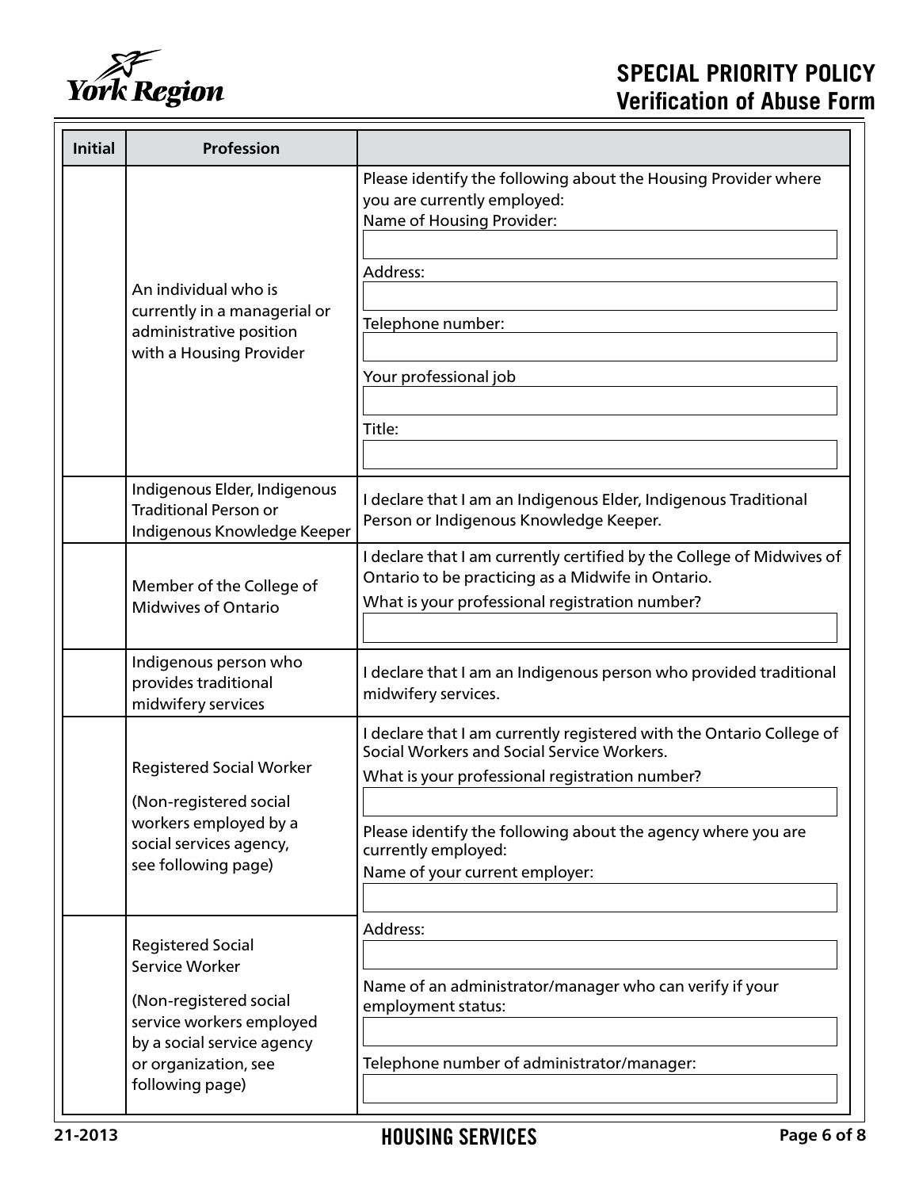| Initial | Profession | |
|---|---|---|
| | An individual who is currently in a managerial or administrative position with a Housing Provider | Please identify the following about the Housing Provider where you are currently employed:<br>Name of Housing Provider:<br><br>Address:<br><br>Telephone number:<br><br>Your professional job<br><br>Title: |
| | Indigenous Elder, Indigenous Traditional Person or Indigenous Knowledge Keeper | I declare that I am an Indigenous Elder, Indigenous Traditional Person or Indigenous Knowledge Keeper. |
| | Member of the College of Midwives of Ontario | I declare that I am currently certified by the College of Midwives of Ontario to be practicing as a Midwife in Ontario.<br>What is your professional registration number? |
| | Indigenous person who provides traditional midwifery services | I declare that I am an Indigenous person who provided traditional midwifery services. |
| | Registered Social Worker<br><br>(Non-registered social workers employed by a social services agency, see following page) | I declare that I am currently registered with the Ontario College of Social Workers and Social Service Workers.<br>What is your professional registration number?<br><br>Please identify the following about the agency where you are currently employed:<br>Name of your current employer:<br><br>Address:<br><br>Name of an administrator/manager who can verify if your employment status:<br><br>Telephone number of administrator/manager: |
| | Registered Social Service Worker<br><br>(Non-registered social service workers employed by a social service agency or organization, see following page) | |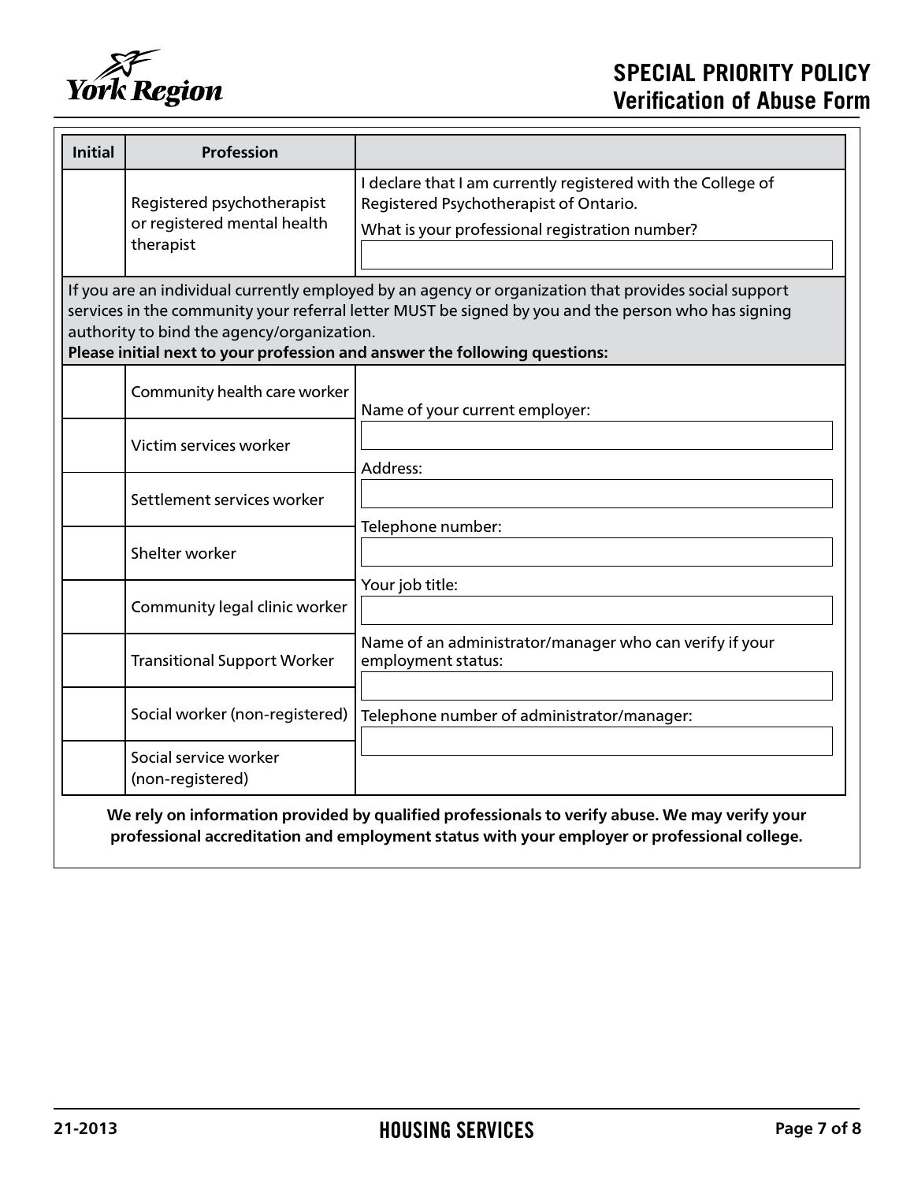# SPECIAL PRIORITY POLICY
## Verification of Abuse Form

| Initial | Profession | |
|---|---|---|
| | Registered psychotherapist or registered mental health therapist | I declare that I am currently registered with the College of Registered Psychotherapist of Ontario.<br>What is your professional registration number? |

If you are an individual currently employed by an agency or organization that provides social support services in the community your referral letter MUST be signed by you and the person who has signing authority to bind the agency/organization.
**Please initial next to your profession and answer the following questions:**

| Initial | Profession | |
|---|---|---|
| | Community health care worker | Name of your current employer: |
| | Victim services worker | Address: |
| | Settlement services worker | Telephone number: |
| | Shelter worker | Your job title: |
| | Community legal clinic worker | Name of an administrator/manager who can verify if your employment status: |
| | Transitional Support Worker | Telephone number of administrator/manager: |
| | Social worker (non-registered) | |
| | Social service worker (non-registered) | |

**We rely on information provided by qualified professionals to verify abuse. We may verify your professional accreditation and employment status with your employer or professional college.**

21-2013 HOUSING SERVICES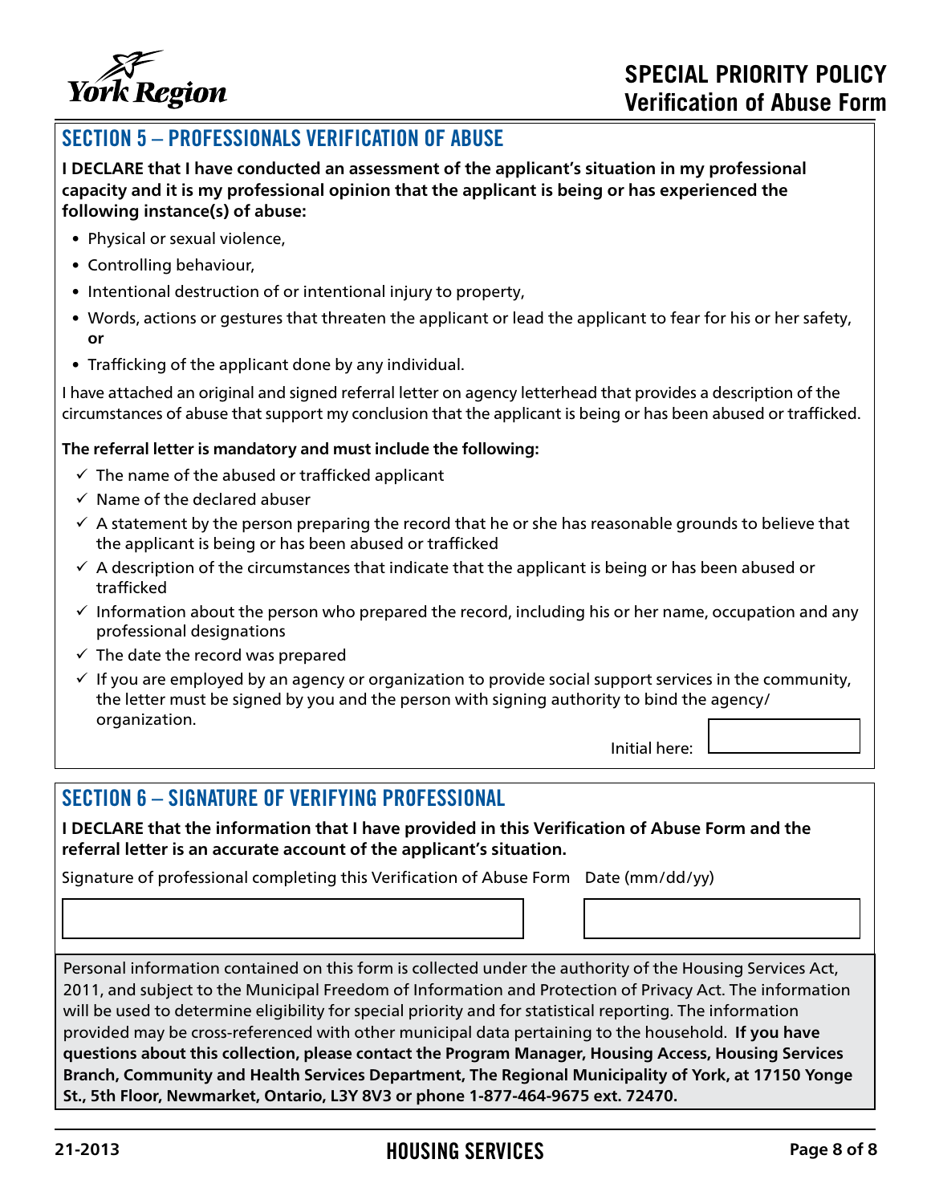# SPECIAL PRIORITY POLICY
## Verification of Abuse Form

## SECTION 5 – PROFESSIONALS VERIFICATION OF ABUSE

**I DECLARE that I have conducted an assessment of the applicant's situation in my professional capacity and it is my professional opinion that the applicant is being or has experienced the following instance(s) of abuse:**

- Physical or sexual violence,
- Controlling behaviour,
- Intentional destruction of or intentional injury to property,
- Words, actions or gestures that threaten the applicant or lead the applicant to fear for his or her safety, **or**
- Trafficking of the applicant done by any individual.

I have attached an original and signed referral letter on agency letterhead that provides a description of the circumstances of abuse that support my conclusion that the applicant is being or has been abused or trafficked.

**The referral letter is mandatory and must include the following:**

- ✓ The name of the abused or trafficked applicant
- ✓ Name of the declared abuser
- ✓ A statement by the person preparing the record that he or she has reasonable grounds to believe that the applicant is being or has been abused or trafficked
- ✓ A description of the circumstances that indicate that the applicant is being or has been abused or trafficked
- ✓ Information about the person who prepared the record, including his or her name, occupation and any professional designations
- ✓ The date the record was prepared
- ✓ If you are employed by an agency or organization to provide social support services in the community, the letter must be signed by you and the person with signing authority to bind the agency/organization.

Initial here: ____________

## SECTION 6 – SIGNATURE OF VERIFYING PROFESSIONAL

**I DECLARE that the information that I have provided in this Verification of Abuse Form and the referral letter is an accurate account of the applicant's situation.**

| Signature of professional completing this Verification of Abuse Form | Date (mm/dd/yy) |
|---|---|
| | |

Personal information contained on this form is collected under the authority of the Housing Services Act, 2011, and subject to the Municipal Freedom of Information and Protection of Privacy Act. The information will be used to determine eligibility for special priority and for statistical reporting. The information provided may be cross-referenced with other municipal data pertaining to the household. **If you have questions about this collection, please contact the Program Manager, Housing Access, Housing Services Branch, Community and Health Services Department, The Regional Municipality of York, at 17150 Yonge St., 5th Floor, Newmarket, Ontario, L3Y 8V3 or phone 1-877-464-9675 ext. 72470.**

21-2013

HOUSING SERVICES